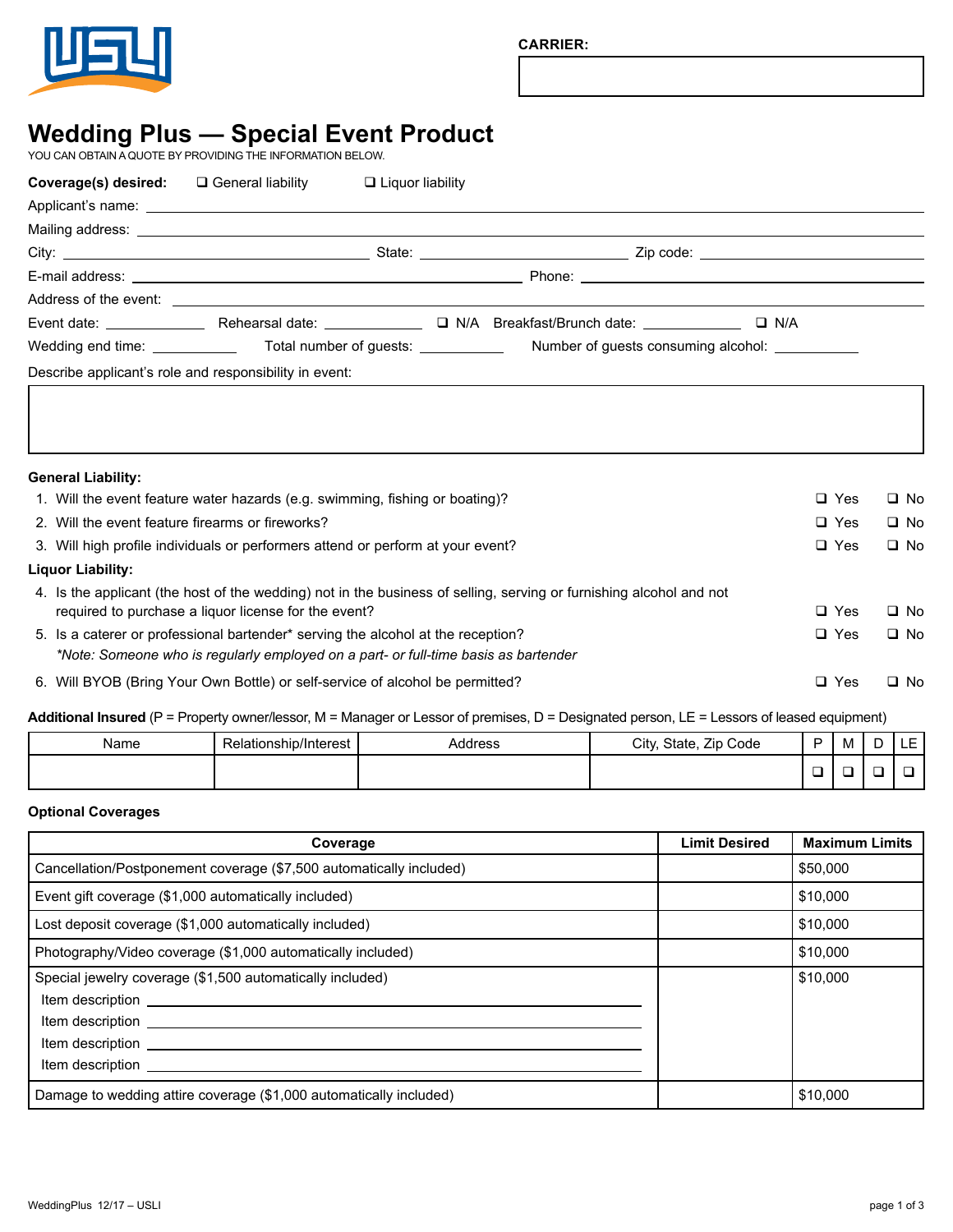**CARRIER:**

# Wedding Plus — Special Event Product

YOU CAN OBTAIN A QUOTE BY PROVIDING THE INFORMATION BELOW.

**Coverage(s) desired:** ❑ General liability ❑ Liquor liability

Applicant's name: ____________________

Mailing address: ____________________

City: ____________________ State: ____________________ Zip code: ____________________

E-mail address: ____________________ Phone: ____________________

Address of the event: ____________________

Event date: __________ Rehearsal date: __________ ❑ N/A Breakfast/Brunch date: __________ ❑ N/A

Wedding end time: __________ Total number of guests: __________ Number of guests consuming alcohol: __________

Describe applicant's role and responsibility in event:

**General Liability:**

1. Will the event feature water hazards (e.g. swimming, fishing or boating)? ❑ Yes ❑ No
2. Will the event feature firearms or fireworks? ❑ Yes ❑ No
3. Will high profile individuals or performers attend or perform at your event? ❑ Yes ❑ No

**Liquor Liability:**

4. Is the applicant (the host of the wedding) not in the business of selling, serving or furnishing alcohol and not required to purchase a liquor license for the event? ❑ Yes ❑ No
5. Is a caterer or professional bartender* serving the alcohol at the reception? ❑ Yes ❑ No
   *\*Note: Someone who is regularly employed on a part- or full-time basis as bartender*
6. Will BYOB (Bring Your Own Bottle) or self-service of alcohol be permitted? ❑ Yes ❑ No

**Additional Insured** (P = Property owner/lessor, M = Manager or Lessor of premises, D = Designated person, LE = Lessors of leased equipment)

| Name | Relationship/Interest | Address | City, State, Zip Code | P | M | D | LE |
|---|---|---|---|---|---|---|---|
| | | | | ❑ | ❑ | ❑ | ❑ |

**Optional Coverages**

| Coverage | Limit Desired | Maximum Limits |
|---|---|---|
| Cancellation/Postponement coverage ($7,500 automatically included) | | $50,000 |
| Event gift coverage ($1,000 automatically included) | | $10,000 |
| Lost deposit coverage ($1,000 automatically included) | | $10,000 |
| Photography/Video coverage ($1,000 automatically included) | | $10,000 |
| Special jewelry coverage ($1,500 automatically included)<br>Item description ____________________<br>Item description ____________________<br>Item description ____________________<br>Item description ____________________ | | $10,000 |
| Damage to wedding attire coverage ($1,000 automatically included) | | $10,000 |

WeddingPlus 12/17 – USLI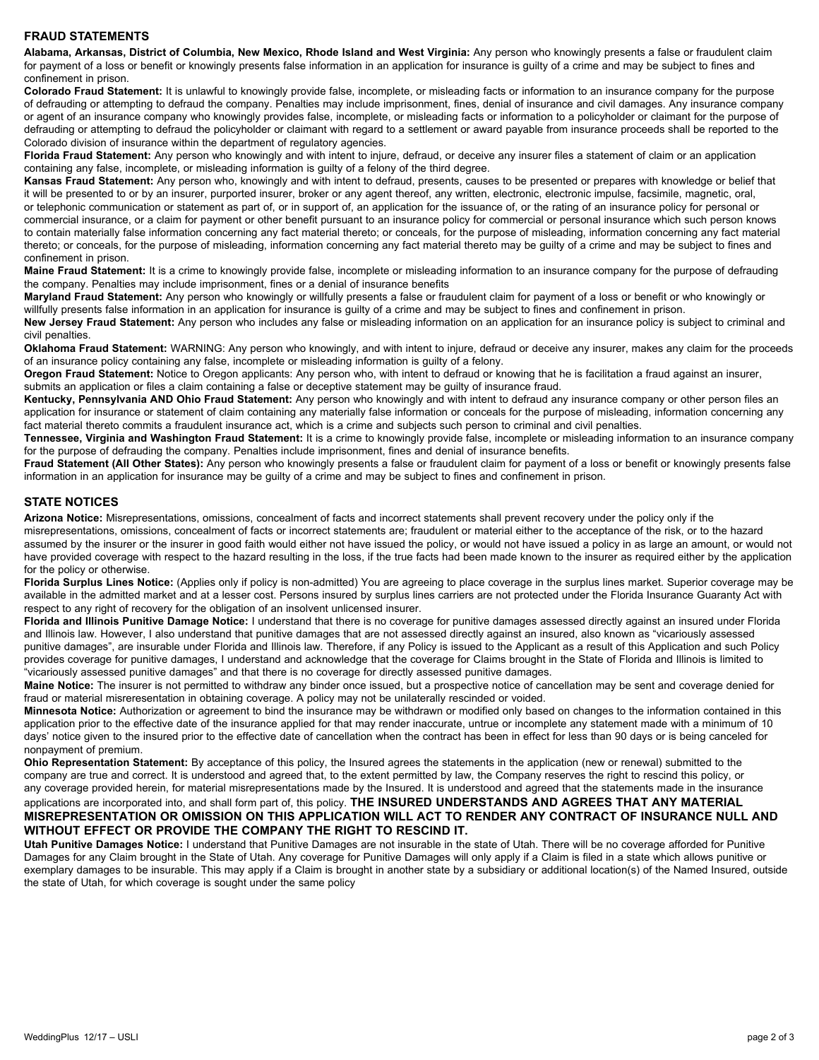## FRAUD STATEMENTS

**Alabama, Arkansas, District of Columbia, New Mexico, Rhode Island and West Virginia:** Any person who knowingly presents a false or fraudulent claim for payment of a loss or benefit or knowingly presents false information in an application for insurance is guilty of a crime and may be subject to fines and confinement in prison.

**Colorado Fraud Statement:** It is unlawful to knowingly provide false, incomplete, or misleading facts or information to an insurance company for the purpose of defrauding or attempting to defraud the company. Penalties may include imprisonment, fines, denial of insurance and civil damages. Any insurance company or agent of an insurance company who knowingly provides false, incomplete, or misleading facts or information to a policyholder or claimant for the purpose of defrauding or attempting to defraud the policyholder or claimant with regard to a settlement or award payable from insurance proceeds shall be reported to the Colorado division of insurance within the department of regulatory agencies.

**Florida Fraud Statement:** Any person who knowingly and with intent to injure, defraud, or deceive any insurer files a statement of claim or an application containing any false, incomplete, or misleading information is guilty of a felony of the third degree.

**Kansas Fraud Statement:** Any person who, knowingly and with intent to defraud, presents, causes to be presented or prepares with knowledge or belief that it will be presented to or by an insurer, purported insurer, broker or any agent thereof, any written, electronic, electronic impulse, facsimile, magnetic, oral, or telephonic communication or statement as part of, or in support of, an application for the issuance of, or the rating of an insurance policy for personal or commercial insurance, or a claim for payment or other benefit pursuant to an insurance policy for commercial or personal insurance which such person knows to contain materially false information concerning any fact material thereto; or conceals, for the purpose of misleading, information concerning any fact material thereto; or conceals, for the purpose of misleading, information concerning any fact material thereto may be guilty of a crime and may be subject to fines and confinement in prison.

**Maine Fraud Statement:** It is a crime to knowingly provide false, incomplete or misleading information to an insurance company for the purpose of defrauding the company. Penalties may include imprisonment, fines or a denial of insurance benefits

**Maryland Fraud Statement:** Any person who knowingly or willfully presents a false or fraudulent claim for payment of a loss or benefit or who knowingly or willfully presents false information in an application for insurance is guilty of a crime and may be subject to fines and confinement in prison.

**New Jersey Fraud Statement:** Any person who includes any false or misleading information on an application for an insurance policy is subject to criminal and civil penalties.

**Oklahoma Fraud Statement:** WARNING: Any person who knowingly, and with intent to injure, defraud or deceive any insurer, makes any claim for the proceeds of an insurance policy containing any false, incomplete or misleading information is guilty of a felony.

**Oregon Fraud Statement:** Notice to Oregon applicants: Any person who, with intent to defraud or knowing that he is facilitation a fraud against an insurer, submits an application or files a claim containing a false or deceptive statement may be guilty of insurance fraud.

**Kentucky, Pennsylvania AND Ohio Fraud Statement:** Any person who knowingly and with intent to defraud any insurance company or other person files an application for insurance or statement of claim containing any materially false information or conceals for the purpose of misleading, information concerning any fact material thereto commits a fraudulent insurance act, which is a crime and subjects such person to criminal and civil penalties.

**Tennessee, Virginia and Washington Fraud Statement:** It is a crime to knowingly provide false, incomplete or misleading information to an insurance company for the purpose of defrauding the company. Penalties include imprisonment, fines and denial of insurance benefits.

**Fraud Statement (All Other States):** Any person who knowingly presents a false or fraudulent claim for payment of a loss or benefit or knowingly presents false information in an application for insurance may be guilty of a crime and may be subject to fines and confinement in prison.

## STATE NOTICES

**Arizona Notice:** Misrepresentations, omissions, concealment of facts and incorrect statements shall prevent recovery under the policy only if the misrepresentations, omissions, concealment of facts or incorrect statements are; fraudulent or material either to the acceptance of the risk, or to the hazard assumed by the insurer or the insurer in good faith would either not have issued the policy, or would not have issued a policy in as large an amount, or would not have provided coverage with respect to the hazard resulting in the loss, if the true facts had been made known to the insurer as required either by the application for the policy or otherwise.

**Florida Surplus Lines Notice:** (Applies only if policy is non-admitted) You are agreeing to place coverage in the surplus lines market. Superior coverage may be available in the admitted market and at a lesser cost. Persons insured by surplus lines carriers are not protected under the Florida Insurance Guaranty Act with respect to any right of recovery for the obligation of an insolvent unlicensed insurer.

**Florida and Illinois Punitive Damage Notice:** I understand that there is no coverage for punitive damages assessed directly against an insured under Florida and Illinois law. However, I also understand that punitive damages that are not assessed directly against an insured, also known as "vicariously assessed punitive damages", are insurable under Florida and Illinois law. Therefore, if any Policy is issued to the Applicant as a result of this Application and such Policy provides coverage for punitive damages, I understand and acknowledge that the coverage for Claims brought in the State of Florida and Illinois is limited to "vicariously assessed punitive damages" and that there is no coverage for directly assessed punitive damages.

**Maine Notice:** The insurer is not permitted to withdraw any binder once issued, but a prospective notice of cancellation may be sent and coverage denied for fraud or material misreresentation in obtaining coverage. A policy may not be unilaterally rescinded or voided.

**Minnesota Notice:** Authorization or agreement to bind the insurance may be withdrawn or modified only based on changes to the information contained in this application prior to the effective date of the insurance applied for that may render inaccurate, untrue or incomplete any statement made with a minimum of 10 days' notice given to the insured prior to the effective date of cancellation when the contract has been in effect for less than 90 days or is being canceled for nonpayment of premium.

**Ohio Representation Statement:** By acceptance of this policy, the Insured agrees the statements in the application (new or renewal) submitted to the company are true and correct. It is understood and agreed that, to the extent permitted by law, the Company reserves the right to rescind this policy, or any coverage provided herein, for material misrepresentations made by the Insured. It is understood and agreed that the statements made in the insurance applications are incorporated into, and shall form part of, this policy. **THE INSURED UNDERSTANDS AND AGREES THAT ANY MATERIAL MISREPRESENTATION OR OMISSION ON THIS APPLICATION WILL ACT TO RENDER ANY CONTRACT OF INSURANCE NULL AND WITHOUT EFFECT OR PROVIDE THE COMPANY THE RIGHT TO RESCIND IT.**

**Utah Punitive Damages Notice:** I understand that Punitive Damages are not insurable in the state of Utah. There will be no coverage afforded for Punitive Damages for any Claim brought in the State of Utah. Any coverage for Punitive Damages will only apply if a Claim is filed in a state which allows punitive or exemplary damages to be insurable. This may apply if a Claim is brought in another state by a subsidiary or additional location(s) of the Named Insured, outside the state of Utah, for which coverage is sought under the same policy

WeddingPlus 12/17 – USLI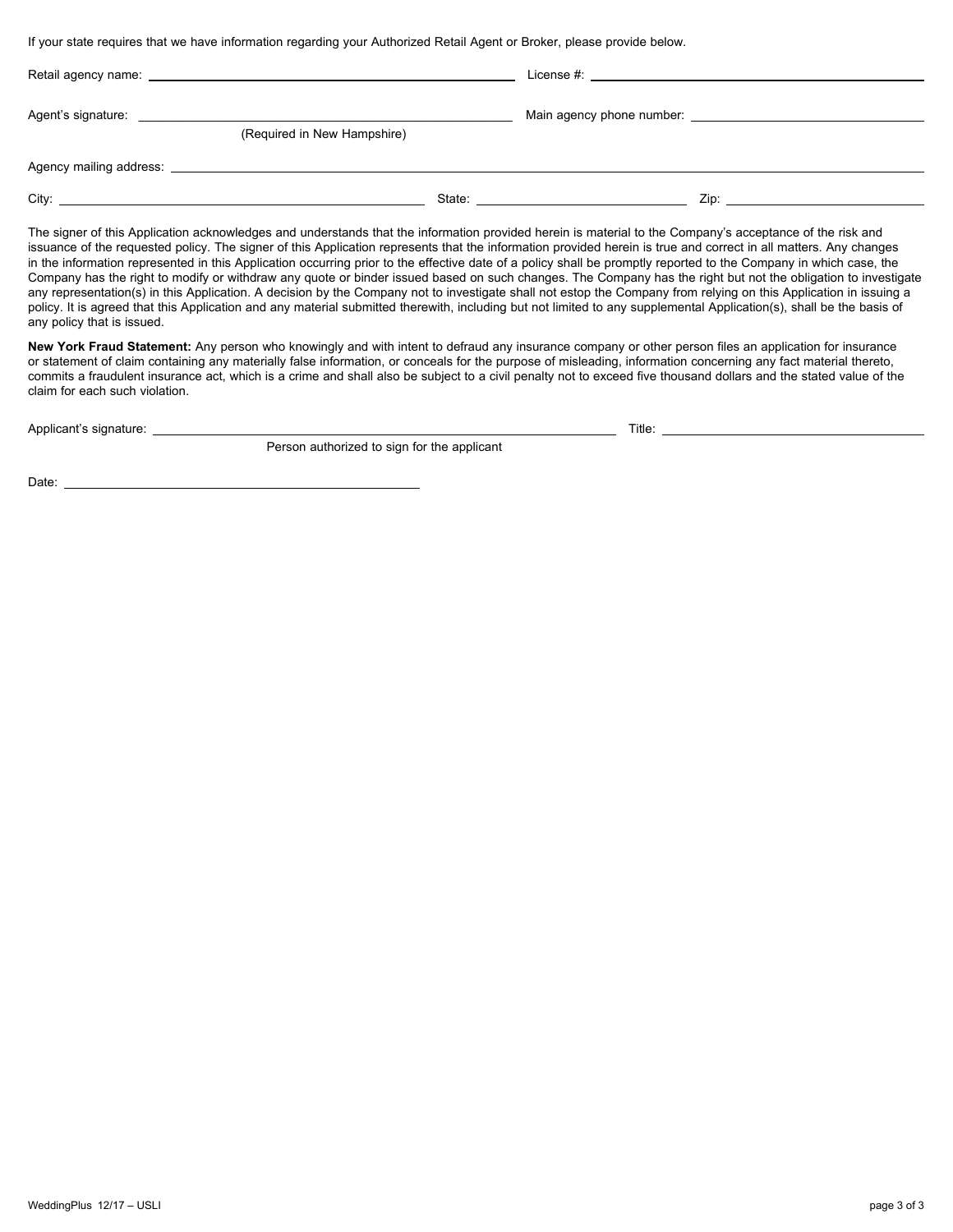If your state requires that we have information regarding your Authorized Retail Agent or Broker, please provide below.

Retail agency name: ______________________________ License #: ______________________________

Agent's signature: ______________________________ Main agency phone number: ______________________________
(Required in New Hampshire)

Agency mailing address: ____________________________________________________________

City: ______________________________ State: ______________________________ Zip: ______________________________

The signer of this Application acknowledges and understands that the information provided herein is material to the Company's acceptance of the risk and issuance of the requested policy. The signer of this Application represents that the information provided herein is true and correct in all matters. Any changes in the information represented in this Application occurring prior to the effective date of a policy shall be promptly reported to the Company in which case, the Company has the right to modify or withdraw any quote or binder issued based on such changes. The Company has the right but not the obligation to investigate any representation(s) in this Application. A decision by the Company not to investigate shall not estop the Company from relying on this Application in issuing a policy. It is agreed that this Application and any material submitted therewith, including but not limited to any supplemental Application(s), shall be the basis of any policy that is issued.

**New York Fraud Statement:** Any person who knowingly and with intent to defraud any insurance company or other person files an application for insurance or statement of claim containing any materially false information, or conceals for the purpose of misleading, information concerning any fact material thereto, commits a fraudulent insurance act, which is a crime and shall also be subject to a civil penalty not to exceed five thousand dollars and the stated value of the claim for each such violation.

Applicant's signature: ______________________________ Title: ______________________________
Person authorized to sign for the applicant

Date: ______________________________

WeddingPlus 12/17 – USLI